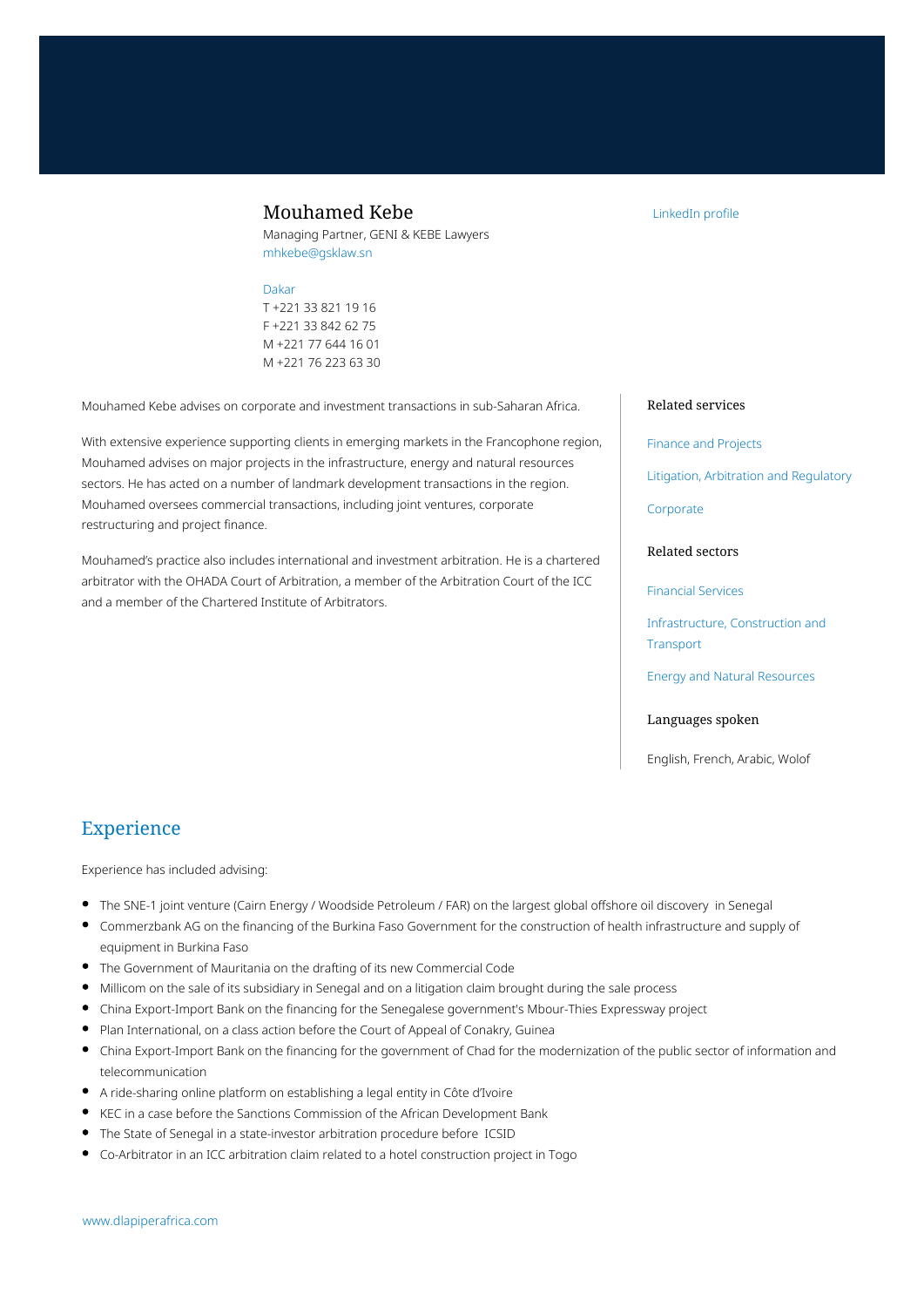# Mouhamed Kebe

Managing Partner, GENI & KEBE Lawyers
mhkebe@gsklaw.sn

Dakar
T +221 33 821 19 16
F +221 33 842 62 75
M +221 77 644 16 01
M +221 76 223 63 30

LinkedIn profile

Mouhamed Kebe advises on corporate and investment transactions in sub-Saharan Africa.

With extensive experience supporting clients in emerging markets in the Francophone region, Mouhamed advises on major projects in the infrastructure, energy and natural resources sectors. He has acted on a number of landmark development transactions in the region. Mouhamed oversees commercial transactions, including joint ventures, corporate restructuring and project finance.

Mouhamed's practice also includes international and investment arbitration. He is a chartered arbitrator with the OHADA Court of Arbitration, a member of the Arbitration Court of the ICC and a member of the Chartered Institute of Arbitrators.

### Related services

- Finance and Projects
- Litigation, Arbitration and Regulatory
- Corporate

### Related sectors

- Financial Services
- Infrastructure, Construction and Transport
- Energy and Natural Resources

### Languages spoken

English, French, Arabic, Wolof

## Experience

Experience has included advising:

- The SNE-1 joint venture (Cairn Energy / Woodside Petroleum / FAR) on the largest global offshore oil discovery in Senegal
- Commerzbank AG on the financing of the Burkina Faso Government for the construction of health infrastructure and supply of equipment in Burkina Faso
- The Government of Mauritania on the drafting of its new Commercial Code
- Millicom on the sale of its subsidiary in Senegal and on a litigation claim brought during the sale process
- China Export-Import Bank on the financing for the Senegalese government's Mbour-Thies Expressway project
- Plan International, on a class action before the Court of Appeal of Conakry, Guinea
- China Export-Import Bank on the financing for the government of Chad for the modernization of the public sector of information and telecommunication
- A ride-sharing online platform on establishing a legal entity in Côte d'Ivoire
- KEC in a case before the Sanctions Commission of the African Development Bank
- The State of Senegal in a state-investor arbitration procedure before ICSID
- Co-Arbitrator in an ICC arbitration claim related to a hotel construction project in Togo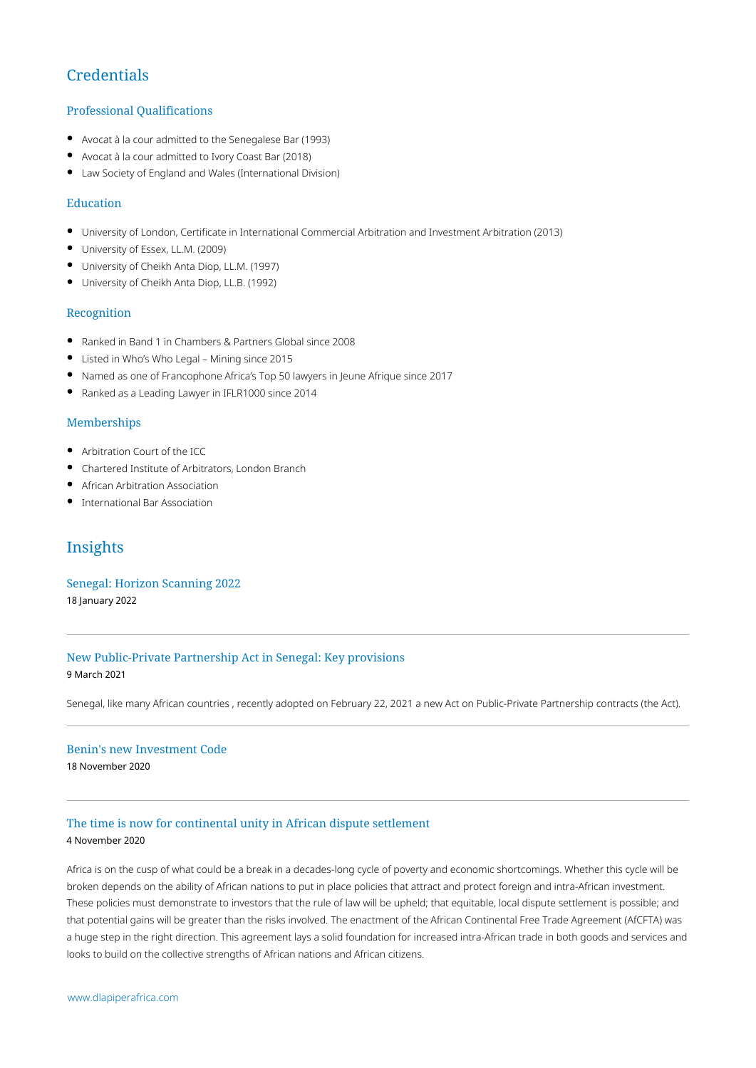## Credentials

### Professional Qualifications

- Avocat à la cour admitted to the Senegalese Bar (1993)
- Avocat à la cour admitted to Ivory Coast Bar (2018)
- Law Society of England and Wales (International Division)

### Education

- University of London, Certificate in International Commercial Arbitration and Investment Arbitration (2013)
- University of Essex, LL.M. (2009)
- University of Cheikh Anta Diop, LL.M. (1997)
- University of Cheikh Anta Diop, LL.B. (1992)

### Recognition

- Ranked in Band 1 in Chambers & Partners Global since 2008
- Listed in Who's Who Legal – Mining since 2015
- Named as one of Francophone Africa's Top 50 lawyers in Jeune Afrique since 2017
- Ranked as a Leading Lawyer in IFLR1000 since 2014

### Memberships

- Arbitration Court of the ICC
- Chartered Institute of Arbitrators, London Branch
- African Arbitration Association
- International Bar Association

## Insights

### Senegal: Horizon Scanning 2022

18 January 2022

---

### New Public-Private Partnership Act in Senegal: Key provisions

9 March 2021

Senegal, like many African countries , recently adopted on February 22, 2021 a new Act on Public-Private Partnership contracts (the Act).

---

### Benin's new Investment Code

18 November 2020

---

### The time is now for continental unity in African dispute settlement

4 November 2020

Africa is on the cusp of what could be a break in a decades-long cycle of poverty and economic shortcomings. Whether this cycle will be broken depends on the ability of African nations to put in place policies that attract and protect foreign and intra-African investment. These policies must demonstrate to investors that the rule of law will be upheld; that equitable, local dispute settlement is possible; and that potential gains will be greater than the risks involved. The enactment of the African Continental Free Trade Agreement (AfCFTA) was a huge step in the right direction. This agreement lays a solid foundation for increased intra-African trade in both goods and services and looks to build on the collective strengths of African nations and African citizens.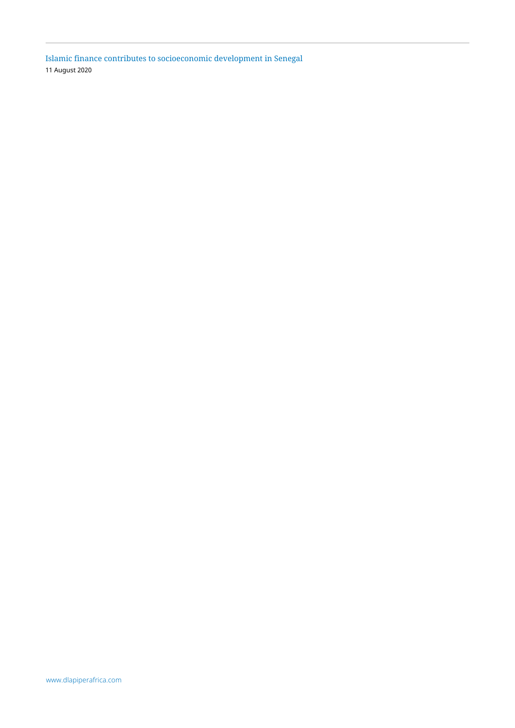Islamic finance contributes to socioeconomic development in Senegal

11 August 2020